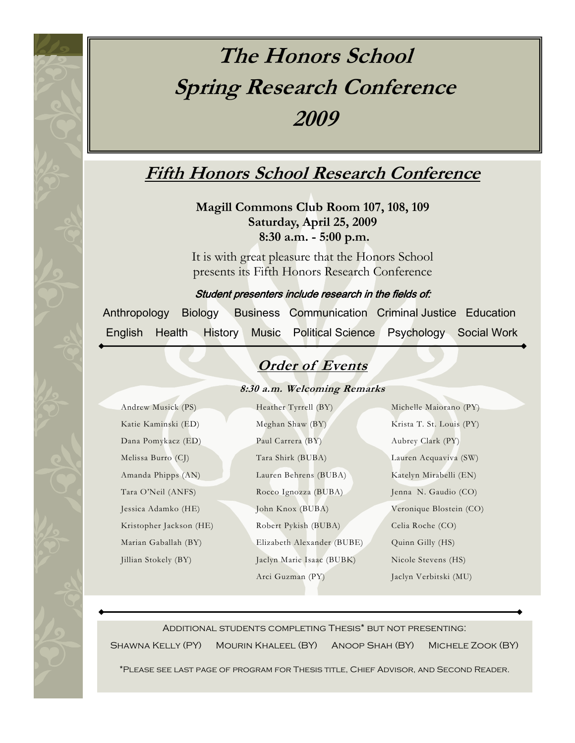# The Honors School Spring Research Conference 2009

## Fifth Honors School Research Conference

**Magill Commons Club Room 107, 108, 109**
**Saturday, April 25, 2009**
**8:30 a.m. - 5:00 p.m.**

It is with great pleasure that the Honors School presents its Fifth Honors Research Conference

***Student presenters include research in the fields of:***

Anthropology Biology Business Communication Criminal Justice Education English Health History Music Political Science Psychology Social Work

## Order of Events

***8:30 a.m. Welcoming Remarks***

Andrew Musick (PS)
Katie Kaminski (ED)
Dana Pomykacz (ED)
Melissa Burro (CJ)
Amanda Phipps (AN)
Tara O'Neil (ANFS)
Jessica Adamko (HE)
Kristopher Jackson (HE)
Marian Gaballah (BY)
Jillian Stokely (BY)
Heather Tyrrell (BY)
Meghan Shaw (BY)
Paul Carrera (BY)
Tara Shirk (BUBA)
Lauren Behrens (BUBA)
Rocco Ignozza (BUBA)
John Knox (BUBA)
Robert Pykish (BUBA)
Elizabeth Alexander (BUBE)
Jaclyn Marie Isaac (BUBK)
Arci Guzman (PY)
Michelle Maiorano (PY)
Krista T. St. Louis (PY)
Aubrey Clark (PY)
Lauren Acquaviva (SW)
Katelyn Mirabelli (EN)
Jenna N. Gaudio (CO)
Veronique Blostein (CO)
Celia Roche (CO)
Quinn Gilly (HS)
Nicole Stevens (HS)
Jaclyn Verbitski (MU)

Additional students completing Thesis* but not presenting:

Shawna Kelly (PY) Mourin Khaleel (BY) Anoop Shah (BY) Michele Zook (BY)

*Please see last page of program for Thesis title, Chief Advisor, and Second Reader.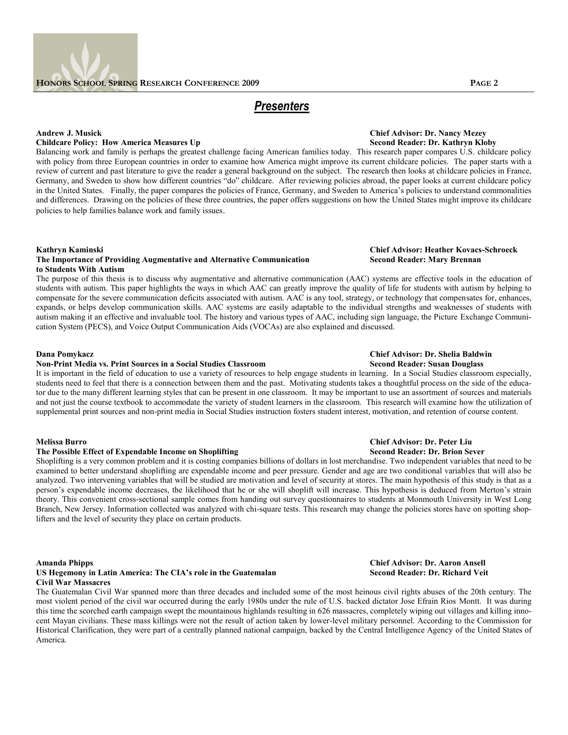## *Presenters*

**Andrew J. Musick**
**Childcare Policy: How America Measures Up**
**Chief Advisor: Dr. Nancy Mezey**
**Second Reader: Dr. Kathryn Kloby**

Balancing work and family is perhaps the greatest challenge facing American families today. This research paper compares U.S. childcare policy with policy from three European countries in order to examine how America might improve its current childcare policies. The paper starts with a review of current and past literature to give the reader a general background on the subject. The research then looks at childcare policies in France, Germany, and Sweden to show how different countries "do" childcare. After reviewing policies abroad, the paper looks at current childcare policy in the United States. Finally, the paper compares the policies of France, Germany, and Sweden to America's policies to understand commonalities and differences. Drawing on the policies of these three countries, the paper offers suggestions on how the United States might improve its childcare policies to help families balance work and family issues.

**Kathryn Kaminski**
**The Importance of Providing Augmentative and Alternative Communication to Students With Autism**
**Chief Advisor: Heather Kovacs-Schroeck**
**Second Reader: Mary Brennan**

The purpose of this thesis is to discuss why augmentative and alternative communication (AAC) systems are effective tools in the education of students with autism. This paper highlights the ways in which AAC can greatly improve the quality of life for students with autism by helping to compensate for the severe communication deficits associated with autism. AAC is any tool, strategy, or technology that compensates for, enhances, expands, or helps develop communication skills. AAC systems are easily adaptable to the individual strengths and weaknesses of students with autism making it an effective and invaluable tool. The history and various types of AAC, including sign language, the Picture Exchange Communication System (PECS), and Voice Output Communication Aids (VOCAs) are also explained and discussed.

**Dana Pomykacz**
**Non-Print Media vs. Print Sources in a Social Studies Classroom**
**Chief Advisor: Dr. Shelia Baldwin**
**Second Reader: Susan Douglass**

It is important in the field of education to use a variety of resources to help engage students in learning. In a Social Studies classroom especially, students need to feel that there is a connection between them and the past. Motivating students takes a thoughtful process on the side of the educator due to the many different learning styles that can be present in one classroom. It may be important to use an assortment of sources and materials and not just the course textbook to accommodate the variety of student learners in the classroom. This research will examine how the utilization of supplemental print sources and non-print media in Social Studies instruction fosters student interest, motivation, and retention of course content.

**Melissa Burro**
**The Possible Effect of Expendable Income on Shoplifting**
**Chief Advisor: Dr. Peter Liu**
**Second Reader: Dr. Brion Sever**

Shoplifting is a very common problem and it is costing companies billions of dollars in lost merchandise. Two independent variables that need to be examined to better understand shoplifting are expendable income and peer pressure. Gender and age are two conditional variables that will also be analyzed. Two intervening variables that will be studied are motivation and level of security at stores. The main hypothesis of this study is that as a person's expendable income decreases, the likelihood that he or she will shoplift will increase. This hypothesis is deduced from Merton's strain theory. This convenient cross-sectional sample comes from handing out survey questionnaires to students at Monmouth University in West Long Branch, New Jersey. Information collected was analyzed with chi-square tests. This research may change the policies stores have on spotting shoplifters and the level of security they place on certain products.

**Amanda Phipps**
**US Hegemony in Latin America: The CIA's role in the Guatemalan Civil War Massacres**
**Chief Advisor: Dr. Aaron Ansell**
**Second Reader: Dr. Richard Veit**

The Guatemalan Civil War spanned more than three decades and included some of the most heinous civil rights abuses of the 20th century. The most violent period of the civil war occurred during the early 1980s under the rule of U.S. backed dictator Jose Efrain Rios Montt. It was during this time the scorched earth campaign swept the mountainous highlands resulting in 626 massacres, completely wiping out villages and killing innocent Mayan civilians. These mass killings were not the result of action taken by lower-level military personnel. According to the Commission for Historical Clarification, they were part of a centrally planned national campaign, backed by the Central Intelligence Agency of the United States of America.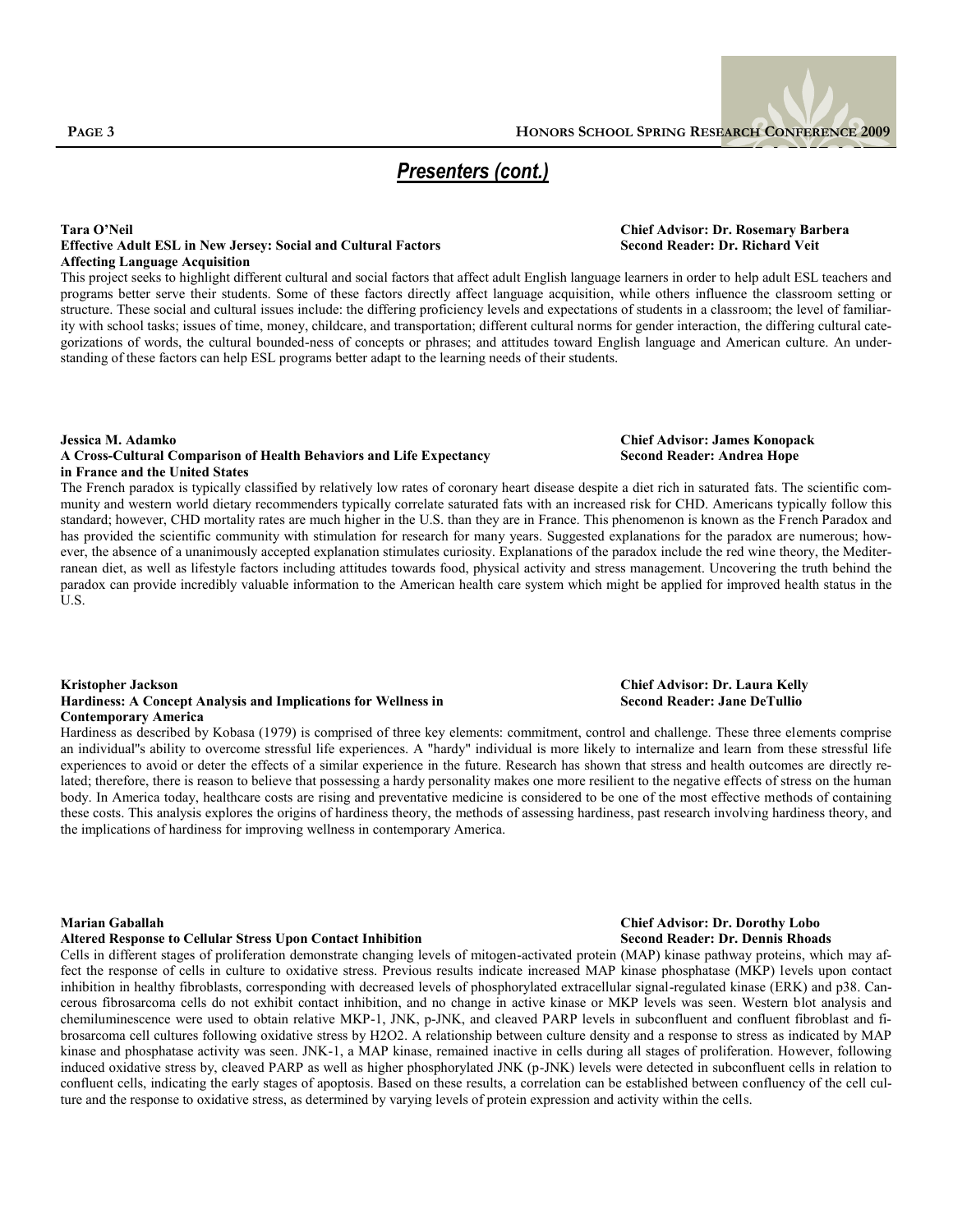## *Presenters (cont.)*

**Tara O'Neil**
**Effective Adult ESL in New Jersey: Social and Cultural Factors Affecting Language Acquisition**
**Chief Advisor: Dr. Rosemary Barbera**
**Second Reader: Dr. Richard Veit**

This project seeks to highlight different cultural and social factors that affect adult English language learners in order to help adult ESL teachers and programs better serve their students. Some of these factors directly affect language acquisition, while others influence the classroom setting or structure. These social and cultural issues include: the differing proficiency levels and expectations of students in a classroom; the level of familiarity with school tasks; issues of time, money, childcare, and transportation; different cultural norms for gender interaction, the differing cultural categorizations of words, the cultural bounded-ness of concepts or phrases; and attitudes toward English language and American culture. An understanding of these factors can help ESL programs better adapt to the learning needs of their students.

**Jessica M. Adamko**
**A Cross-Cultural Comparison of Health Behaviors and Life Expectancy in France and the United States**
**Chief Advisor: James Konopack**
**Second Reader: Andrea Hope**

The French paradox is typically classified by relatively low rates of coronary heart disease despite a diet rich in saturated fats. The scientific community and western world dietary recommenders typically correlate saturated fats with an increased risk for CHD. Americans typically follow this standard; however, CHD mortality rates are much higher in the U.S. than they are in France. This phenomenon is known as the French Paradox and has provided the scientific community with stimulation for research for many years. Suggested explanations for the paradox are numerous; however, the absence of a unanimously accepted explanation stimulates curiosity. Explanations of the paradox include the red wine theory, the Mediterranean diet, as well as lifestyle factors including attitudes towards food, physical activity and stress management. Uncovering the truth behind the paradox can provide incredibly valuable information to the American health care system which might be applied for improved health status in the U.S.

**Kristopher Jackson**
**Hardiness: A Concept Analysis and Implications for Wellness in Contemporary America**
**Chief Advisor: Dr. Laura Kelly**
**Second Reader: Jane DeTullio**

Hardiness as described by Kobasa (1979) is comprised of three key elements: commitment, control and challenge. These three elements comprise an individual"s ability to overcome stressful life experiences. A "hardy" individual is more likely to internalize and learn from these stressful life experiences to avoid or deter the effects of a similar experience in the future. Research has shown that stress and health outcomes are directly related; therefore, there is reason to believe that possessing a hardy personality makes one more resilient to the negative effects of stress on the human body. In America today, healthcare costs are rising and preventative medicine is considered to be one of the most effective methods of containing these costs. This analysis explores the origins of hardiness theory, the methods of assessing hardiness, past research involving hardiness theory, and the implications of hardiness for improving wellness in contemporary America.

**Marian Gaballah**
**Altered Response to Cellular Stress Upon Contact Inhibition**
**Chief Advisor: Dr. Dorothy Lobo**
**Second Reader: Dr. Dennis Rhoads**

Cells in different stages of proliferation demonstrate changing levels of mitogen-activated protein (MAP) kinase pathway proteins, which may affect the response of cells in culture to oxidative stress. Previous results indicate increased MAP kinase phosphatase (MKP) levels upon contact inhibition in healthy fibroblasts, corresponding with decreased levels of phosphorylated extracellular signal-regulated kinase (ERK) and p38. Cancerous fibrosarcoma cells do not exhibit contact inhibition, and no change in active kinase or MKP levels was seen. Western blot analysis and chemiluminescence were used to obtain relative MKP-1, JNK, p-JNK, and cleaved PARP levels in subconfluent and confluent fibroblast and fibrosarcoma cell cultures following oxidative stress by $H_2O_2$. A relationship between culture density and a response to stress as indicated by MAP kinase and phosphatase activity was seen. JNK-1, a MAP kinase, remained inactive in cells during all stages of proliferation. However, following induced oxidative stress by, cleaved PARP as well as higher phosphorylated JNK (p-JNK) levels were detected in subconfluent cells in relation to confluent cells, indicating the early stages of apoptosis. Based on these results, a correlation can be established between confluency of the cell culture and the response to oxidative stress, as determined by varying levels of protein expression and activity within the cells.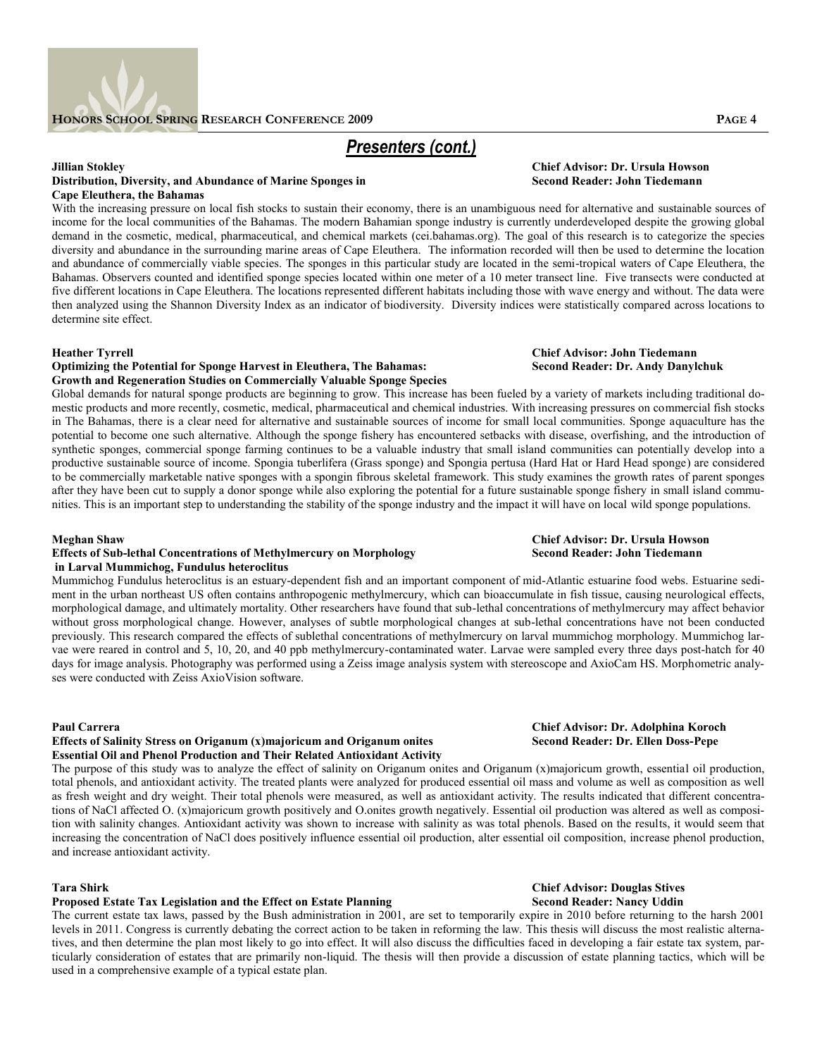## *Presenters (cont.)*

**Jillian Stokley**
**Distribution, Diversity, and Abundance of Marine Sponges in Cape Eleuthera, the Bahamas**
**Chief Advisor: Dr. Ursula Howson**
**Second Reader: John Tiedemann**

With the increasing pressure on local fish stocks to sustain their economy, there is an unambiguous need for alternative and sustainable sources of income for the local communities of the Bahamas. The modern Bahamian sponge industry is currently underdeveloped despite the growing global demand in the cosmetic, medical, pharmaceutical, and chemical markets (cei.bahamas.org). The goal of this research is to categorize the species diversity and abundance in the surrounding marine areas of Cape Eleuthera. The information recorded will then be used to determine the location and abundance of commercially viable species. The sponges in this particular study are located in the semi-tropical waters of Cape Eleuthera, the Bahamas. Observers counted and identified sponge species located within one meter of a 10 meter transect line. Five transects were conducted at five different locations in Cape Eleuthera. The locations represented different habitats including those with wave energy and without. The data were then analyzed using the Shannon Diversity Index as an indicator of biodiversity. Diversity indices were statistically compared across locations to determine site effect.

**Heather Tyrrell**
**Optimizing the Potential for Sponge Harvest in Eleuthera, The Bahamas: Growth and Regeneration Studies on Commercially Valuable Sponge Species**
**Chief Advisor: John Tiedemann**
**Second Reader: Dr. Andy Danylchuk**

Global demands for natural sponge products are beginning to grow. This increase has been fueled by a variety of markets including traditional domestic products and more recently, cosmetic, medical, pharmaceutical and chemical industries. With increasing pressures on commercial fish stocks in The Bahamas, there is a clear need for alternative and sustainable sources of income for small local communities. Sponge aquaculture has the potential to become one such alternative. Although the sponge fishery has encountered setbacks with disease, overfishing, and the introduction of synthetic sponges, commercial sponge farming continues to be a valuable industry that small island communities can potentially develop into a productive sustainable source of income. Spongia tuberlifera (Grass sponge) and Spongia pertusa (Hard Hat or Hard Head sponge) are considered to be commercially marketable native sponges with a spongin fibrous skeletal framework. This study examines the growth rates of parent sponges after they have been cut to supply a donor sponge while also exploring the potential for a future sustainable sponge fishery in small island communities. This is an important step to understanding the stability of the sponge industry and the impact it will have on local wild sponge populations.

**Meghan Shaw**
**Effects of Sub-lethal Concentrations of Methylmercury on Morphology in Larval Mummichog, Fundulus heteroclitus**
**Chief Advisor: Dr. Ursula Howson**
**Second Reader: John Tiedemann**

Mummichog Fundulus heteroclitus is an estuary-dependent fish and an important component of mid-Atlantic estuarine food webs. Estuarine sediment in the urban northeast US often contains anthropogenic methylmercury, which can bioaccumulate in fish tissue, causing neurological effects, morphological damage, and ultimately mortality. Other researchers have found that sub-lethal concentrations of methylmercury may affect behavior without gross morphological change. However, analyses of subtle morphological changes at sub-lethal concentrations have not been conducted previously. This research compared the effects of sublethal concentrations of methylmercury on larval mummichog morphology. Mummichog larvae were reared in control and 5, 10, 20, and 40 ppb methylmercury-contaminated water. Larvae were sampled every three days post-hatch for 40 days for image analysis. Photography was performed using a Zeiss image analysis system with stereoscope and AxioCam HS. Morphometric analyses were conducted with Zeiss AxioVision software.

**Paul Carrera**
**Effects of Salinity Stress on Origanum (x)majoricum and Origanum onites Essential Oil and Phenol Production and Their Related Antioxidant Activity**
**Chief Advisor: Dr. Adolphina Koroch**
**Second Reader: Dr. Ellen Doss-Pepe**

The purpose of this study was to analyze the effect of salinity on Origanum onites and Origanum (x)majoricum growth, essential oil production, total phenols, and antioxidant activity. The treated plants were analyzed for produced essential oil mass and volume as well as composition as well as fresh weight and dry weight. Their total phenols were measured, as well as antioxidant activity. The results indicated that different concentrations of NaCl affected O. (x)majoricum growth positively and O.onites growth negatively. Essential oil production was altered as well as composition with salinity changes. Antioxidant activity was shown to increase with salinity as was total phenols. Based on the results, it would seem that increasing the concentration of NaCl does positively influence essential oil production, alter essential oil composition, increase phenol production, and increase antioxidant activity.

**Tara Shirk**
**Proposed Estate Tax Legislation and the Effect on Estate Planning**
**Chief Advisor: Douglas Stives**
**Second Reader: Nancy Uddin**

The current estate tax laws, passed by the Bush administration in 2001, are set to temporarily expire in 2010 before returning to the harsh 2001 levels in 2011. Congress is currently debating the correct action to be taken in reforming the law. This thesis will discuss the most realistic alternatives, and then determine the plan most likely to go into effect. It will also discuss the difficulties faced in developing a fair estate tax system, particularly consideration of estates that are primarily non-liquid. The thesis will then provide a discussion of estate planning tactics, which will be used in a comprehensive example of a typical estate plan.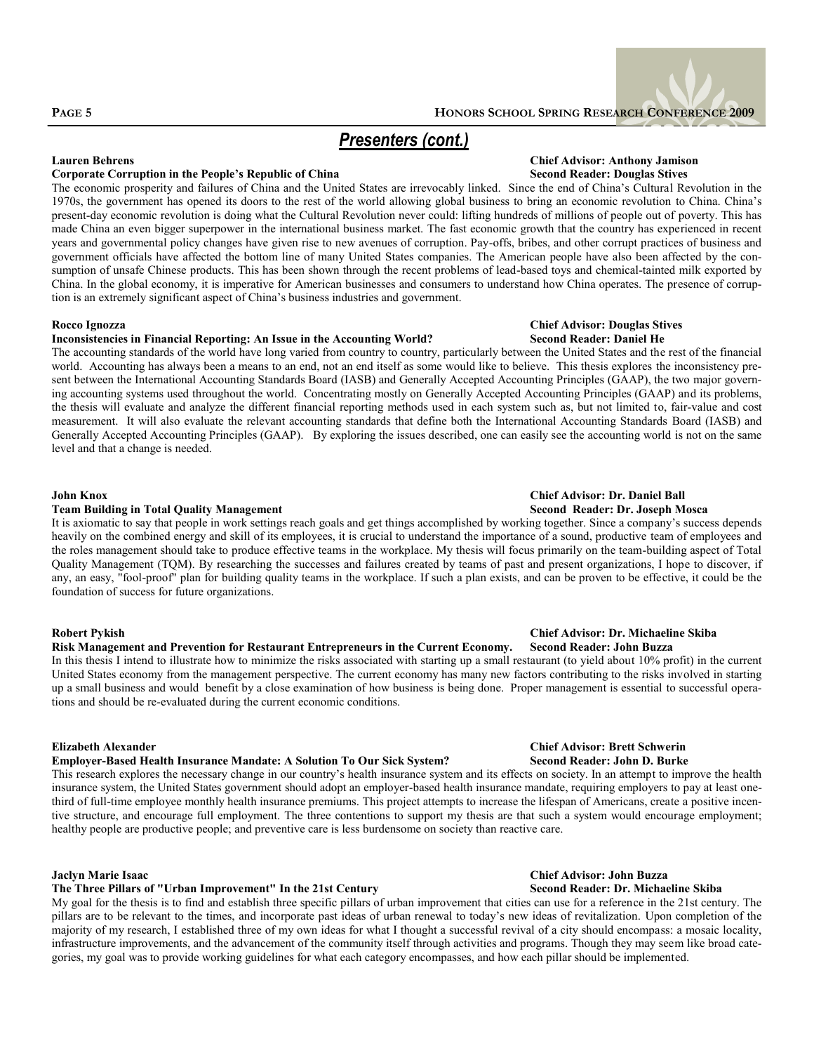## Presenters (cont.)

**Lauren Behrens** — **Chief Advisor: Anthony Jamison**
**Corporate Corruption in the People's Republic of China** — **Second Reader: Douglas Stives**

The economic prosperity and failures of China and the United States are irrevocably linked. Since the end of China's Cultural Revolution in the 1970s, the government has opened its doors to the rest of the world allowing global business to bring an economic revolution to China. China's present-day economic revolution is doing what the Cultural Revolution never could: lifting hundreds of millions of people out of poverty. This has made China an even bigger superpower in the international business market. The fast economic growth that the country has experienced in recent years and governmental policy changes have given rise to new avenues of corruption. Pay-offs, bribes, and other corrupt practices of business and government officials have affected the bottom line of many United States companies. The American people have also been affected by the consumption of unsafe Chinese products. This has been shown through the recent problems of lead-based toys and chemical-tainted milk exported by China. In the global economy, it is imperative for American businesses and consumers to understand how China operates. The presence of corruption is an extremely significant aspect of China's business industries and government.

**Rocco Ignozza** — **Chief Advisor: Douglas Stives**
**Inconsistencies in Financial Reporting: An Issue in the Accounting World?** — **Second Reader: Daniel He**

The accounting standards of the world have long varied from country to country, particularly between the United States and the rest of the financial world. Accounting has always been a means to an end, not an end itself as some would like to believe. This thesis explores the inconsistency present between the International Accounting Standards Board (IASB) and Generally Accepted Accounting Principles (GAAP), the two major governing accounting systems used throughout the world. Concentrating mostly on Generally Accepted Accounting Principles (GAAP) and its problems, the thesis will evaluate and analyze the different financial reporting methods used in each system such as, but not limited to, fair-value and cost measurement. It will also evaluate the relevant accounting standards that define both the International Accounting Standards Board (IASB) and Generally Accepted Accounting Principles (GAAP). By exploring the issues described, one can easily see the accounting world is not on the same level and that a change is needed.

**John Knox** — **Chief Advisor: Dr. Daniel Ball**
**Team Building in Total Quality Management** — **Second Reader: Dr. Joseph Mosca**

It is axiomatic to say that people in work settings reach goals and get things accomplished by working together. Since a company's success depends heavily on the combined energy and skill of its employees, it is crucial to understand the importance of a sound, productive team of employees and the roles management should take to produce effective teams in the workplace. My thesis will focus primarily on the team-building aspect of Total Quality Management (TQM). By researching the successes and failures created by teams of past and present organizations, I hope to discover, if any, an easy, "fool-proof" plan for building quality teams in the workplace. If such a plan exists, and can be proven to be effective, it could be the foundation of success for future organizations.

**Robert Pykish** — **Chief Advisor: Dr. Michaeline Skiba**
**Risk Management and Prevention for Restaurant Entrepreneurs in the Current Economy.** — **Second Reader: John Buzza**

In this thesis I intend to illustrate how to minimize the risks associated with starting up a small restaurant (to yield about 10% profit) in the current United States economy from the management perspective. The current economy has many new factors contributing to the risks involved in starting up a small business and would benefit by a close examination of how business is being done. Proper management is essential to successful operations and should be re-evaluated during the current economic conditions.

**Elizabeth Alexander** — **Chief Advisor: Brett Schwerin**
**Employer-Based Health Insurance Mandate: A Solution To Our Sick System?** — **Second Reader: John D. Burke**

This research explores the necessary change in our country's health insurance system and its effects on society. In an attempt to improve the health insurance system, the United States government should adopt an employer-based health insurance mandate, requiring employers to pay at least one-third of full-time employee monthly health insurance premiums. This project attempts to increase the lifespan of Americans, create a positive incentive structure, and encourage full employment. The three contentions to support my thesis are that such a system would encourage employment; healthy people are productive people; and preventive care is less burdensome on society than reactive care.

**Jaclyn Marie Isaac** — **Chief Advisor: John Buzza**
**The Three Pillars of "Urban Improvement" In the 21st Century** — **Second Reader: Dr. Michaeline Skiba**

My goal for the thesis is to find and establish three specific pillars of urban improvement that cities can use for a reference in the 21st century. The pillars are to be relevant to the times, and incorporate past ideas of urban renewal to today's new ideas of revitalization. Upon completion of the majority of my research, I established three of my own ideas for what I thought a successful revival of a city should encompass: a mosaic locality, infrastructure improvements, and the advancement of the community itself through activities and programs. Though they may seem like broad categories, my goal was to provide working guidelines for what each category encompasses, and how each pillar should be implemented.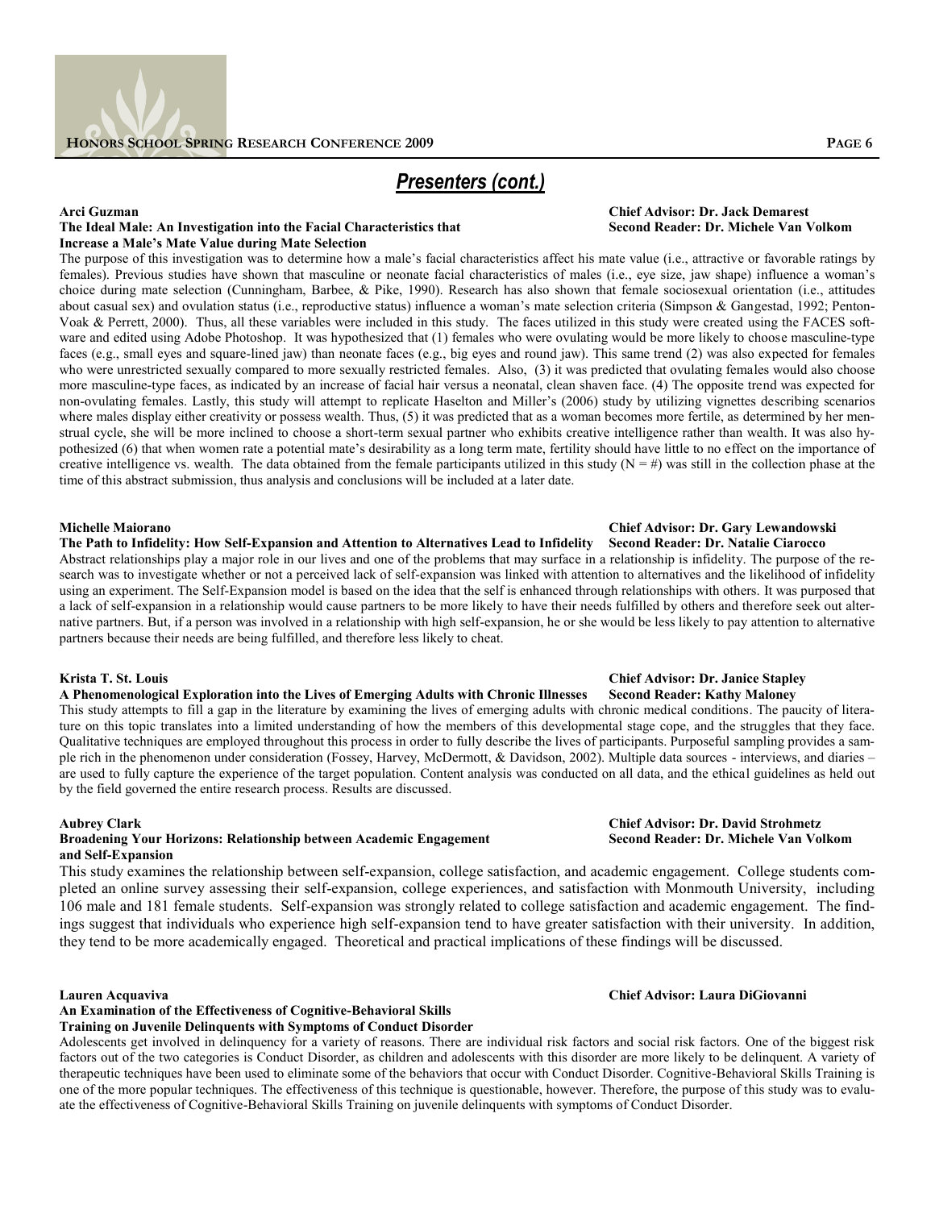## *Presenters (cont.)*

**Arci Guzman**
**The Ideal Male: An Investigation into the Facial Characteristics that Increase a Male's Mate Value during Mate Selection**
**Chief Advisor: Dr. Jack Demarest**
**Second Reader: Dr. Michele Van Volkom**

The purpose of this investigation was to determine how a male's facial characteristics affect his mate value (i.e., attractive or favorable ratings by females). Previous studies have shown that masculine or neonate facial characteristics of males (i.e., eye size, jaw shape) influence a woman's choice during mate selection (Cunningham, Barbee, & Pike, 1990). Research has also shown that female sociosexual orientation (i.e., attitudes about casual sex) and ovulation status (i.e., reproductive status) influence a woman's mate selection criteria (Simpson & Gangestad, 1992; Penton-Voak & Perrett, 2000). Thus, all these variables were included in this study. The faces utilized in this study were created using the FACES software and edited using Adobe Photoshop. It was hypothesized that (1) females who were ovulating would be more likely to choose masculine-type faces (e.g., small eyes and square-lined jaw) than neonate faces (e.g., big eyes and round jaw). This same trend (2) was also expected for females who were unrestricted sexually compared to more sexually restricted females. Also, (3) it was predicted that ovulating females would also choose more masculine-type faces, as indicated by an increase of facial hair versus a neonatal, clean shaven face. (4) The opposite trend was expected for non-ovulating females. Lastly, this study will attempt to replicate Haselton and Miller's (2006) study by utilizing vignettes describing scenarios where males display either creativity or possess wealth. Thus, (5) it was predicted that as a woman becomes more fertile, as determined by her menstrual cycle, she will be more inclined to choose a short-term sexual partner who exhibits creative intelligence rather than wealth. It was also hypothesized (6) that when women rate a potential mate's desirability as a long term mate, fertility should have little to no effect on the importance of creative intelligence vs. wealth. The data obtained from the female participants utilized in this study (N = #) was still in the collection phase at the time of this abstract submission, thus analysis and conclusions will be included at a later date.

**Michelle Maiorano**
**The Path to Infidelity: How Self-Expansion and Attention to Alternatives Lead to Infidelity**
**Chief Advisor: Dr. Gary Lewandowski**
**Second Reader: Dr. Natalie Ciarocco**

Abstract relationships play a major role in our lives and one of the problems that may surface in a relationship is infidelity. The purpose of the research was to investigate whether or not a perceived lack of self-expansion was linked with attention to alternatives and the likelihood of infidelity using an experiment. The Self-Expansion model is based on the idea that the self is enhanced through relationships with others. It was purposed that a lack of self-expansion in a relationship would cause partners to be more likely to have their needs fulfilled by others and therefore seek out alternative partners. But, if a person was involved in a relationship with high self-expansion, he or she would be less likely to pay attention to alternative partners because their needs are being fulfilled, and therefore less likely to cheat.

**Krista T. St. Louis**
**A Phenomenological Exploration into the Lives of Emerging Adults with Chronic Illnesses**
**Chief Advisor: Dr. Janice Stapley**
**Second Reader: Kathy Maloney**

This study attempts to fill a gap in the literature by examining the lives of emerging adults with chronic medical conditions. The paucity of literature on this topic translates into a limited understanding of how the members of this developmental stage cope, and the struggles that they face. Qualitative techniques are employed throughout this process in order to fully describe the lives of participants. Purposeful sampling provides a sample rich in the phenomenon under consideration (Fossey, Harvey, McDermott, & Davidson, 2002). Multiple data sources - interviews, and diaries – are used to fully capture the experience of the target population. Content analysis was conducted on all data, and the ethical guidelines as held out by the field governed the entire research process. Results are discussed.

**Aubrey Clark**
**Broadening Your Horizons: Relationship between Academic Engagement and Self-Expansion**
**Chief Advisor: Dr. David Strohmetz**
**Second Reader: Dr. Michele Van Volkom**

This study examines the relationship between self-expansion, college satisfaction, and academic engagement. College students completed an online survey assessing their self-expansion, college experiences, and satisfaction with Monmouth University, including 106 male and 181 female students. Self-expansion was strongly related to college satisfaction and academic engagement. The findings suggest that individuals who experience high self-expansion tend to have greater satisfaction with their university. In addition, they tend to be more academically engaged. Theoretical and practical implications of these findings will be discussed.

**Lauren Acquaviva**
**An Examination of the Effectiveness of Cognitive-Behavioral Skills Training on Juvenile Delinquents with Symptoms of Conduct Disorder**
**Chief Advisor: Laura DiGiovanni**

Adolescents get involved in delinquency for a variety of reasons. There are individual risk factors and social risk factors. One of the biggest risk factors out of the two categories is Conduct Disorder, as children and adolescents with this disorder are more likely to be delinquent. A variety of therapeutic techniques have been used to eliminate some of the behaviors that occur with Conduct Disorder. Cognitive-Behavioral Skills Training is one of the more popular techniques. The effectiveness of this technique is questionable, however. Therefore, the purpose of this study was to evaluate the effectiveness of Cognitive-Behavioral Skills Training on juvenile delinquents with symptoms of Conduct Disorder.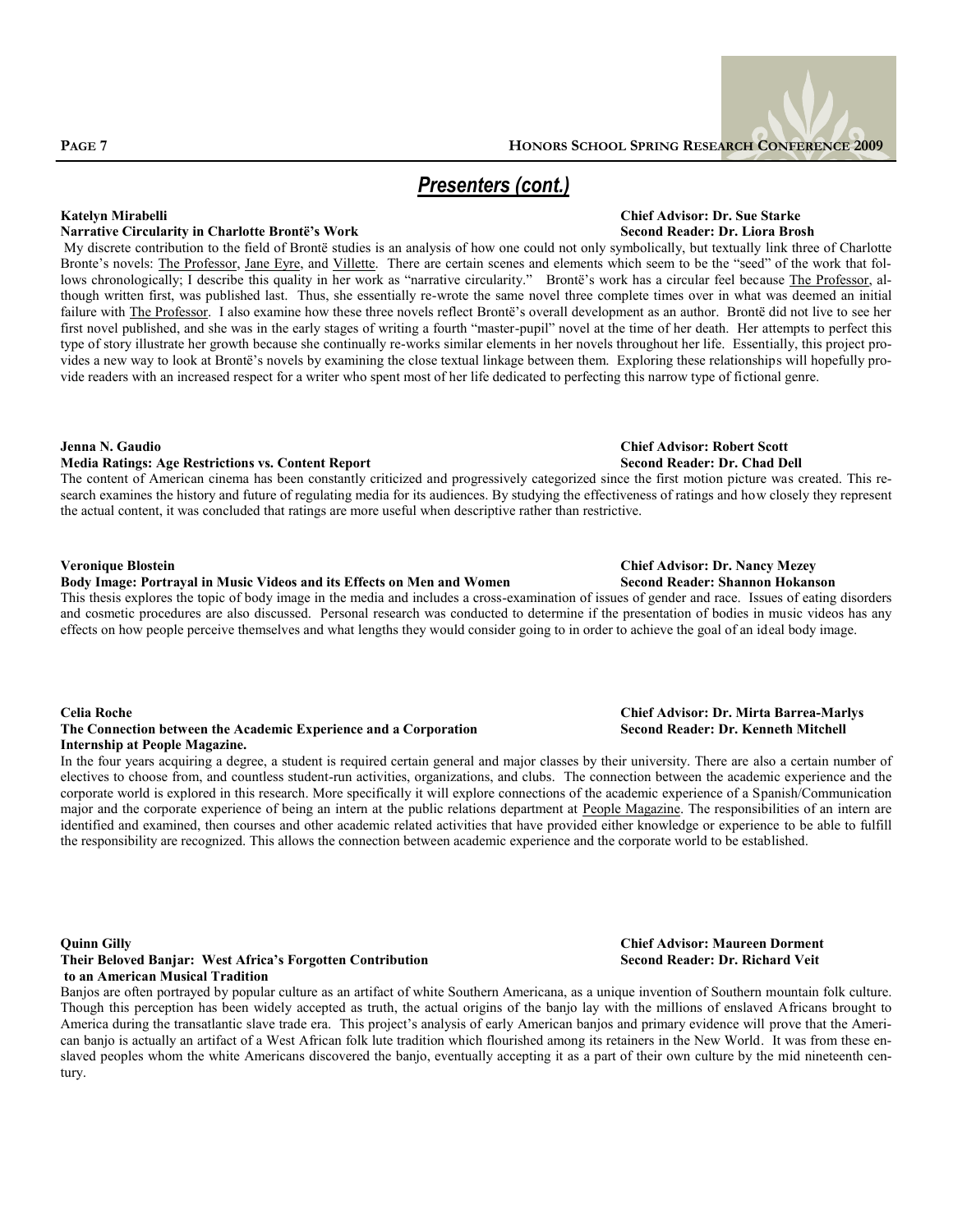## *Presenters (cont.)*

**Katelyn Mirabelli** — **Chief Advisor: Dr. Sue Starke**
**Narrative Circularity in Charlotte Brontë's Work** — **Second Reader: Dr. Liora Brosh**

My discrete contribution to the field of Brontë studies is an analysis of how one could not only symbolically, but textually link three of Charlotte Bronte's novels: The Professor, Jane Eyre, and Villette. There are certain scenes and elements which seem to be the "seed" of the work that follows chronologically; I describe this quality in her work as "narrative circularity." Brontë's work has a circular feel because The Professor, although written first, was published last. Thus, she essentially re-wrote the same novel three complete times over in what was deemed an initial failure with The Professor. I also examine how these three novels reflect Brontë's overall development as an author. Brontë did not live to see her first novel published, and she was in the early stages of writing a fourth "master-pupil" novel at the time of her death. Her attempts to perfect this type of story illustrate her growth because she continually re-works similar elements in her novels throughout her life. Essentially, this project provides a new way to look at Brontë's novels by examining the close textual linkage between them. Exploring these relationships will hopefully provide readers with an increased respect for a writer who spent most of her life dedicated to perfecting this narrow type of fictional genre.

**Jenna N. Gaudio** — **Chief Advisor: Robert Scott**
**Media Ratings: Age Restrictions vs. Content Report** — **Second Reader: Dr. Chad Dell**

The content of American cinema has been constantly criticized and progressively categorized since the first motion picture was created. This research examines the history and future of regulating media for its audiences. By studying the effectiveness of ratings and how closely they represent the actual content, it was concluded that ratings are more useful when descriptive rather than restrictive.

**Veronique Blostein** — **Chief Advisor: Dr. Nancy Mezey**
**Body Image: Portrayal in Music Videos and its Effects on Men and Women** — **Second Reader: Shannon Hokanson**

This thesis explores the topic of body image in the media and includes a cross-examination of issues of gender and race. Issues of eating disorders and cosmetic procedures are also discussed. Personal research was conducted to determine if the presentation of bodies in music videos has any effects on how people perceive themselves and what lengths they would consider going to in order to achieve the goal of an ideal body image.

**Celia Roche** — **Chief Advisor: Dr. Mirta Barrea-Marlys**
**The Connection between the Academic Experience and a Corporation Internship at People Magazine.** — **Second Reader: Dr. Kenneth Mitchell**

In the four years acquiring a degree, a student is required certain general and major classes by their university. There are also a certain number of electives to choose from, and countless student-run activities, organizations, and clubs. The connection between the academic experience and the corporate world is explored in this research. More specifically it will explore connections of the academic experience of a Spanish/Communication major and the corporate experience of being an intern at the public relations department at People Magazine. The responsibilities of an intern are identified and examined, then courses and other academic related activities that have provided either knowledge or experience to be able to fulfill the responsibility are recognized. This allows the connection between academic experience and the corporate world to be established.

**Quinn Gilly** — **Chief Advisor: Maureen Dorment**
**Their Beloved Banjar: West Africa's Forgotten Contribution to an American Musical Tradition** — **Second Reader: Dr. Richard Veit**

Banjos are often portrayed by popular culture as an artifact of white Southern Americana, as a unique invention of Southern mountain folk culture. Though this perception has been widely accepted as truth, the actual origins of the banjo lay with the millions of enslaved Africans brought to America during the transatlantic slave trade era. This project's analysis of early American banjos and primary evidence will prove that the American banjo is actually an artifact of a West African folk lute tradition which flourished among its retainers in the New World. It was from these enslaved peoples whom the white Americans discovered the banjo, eventually accepting it as a part of their own culture by the mid nineteenth century.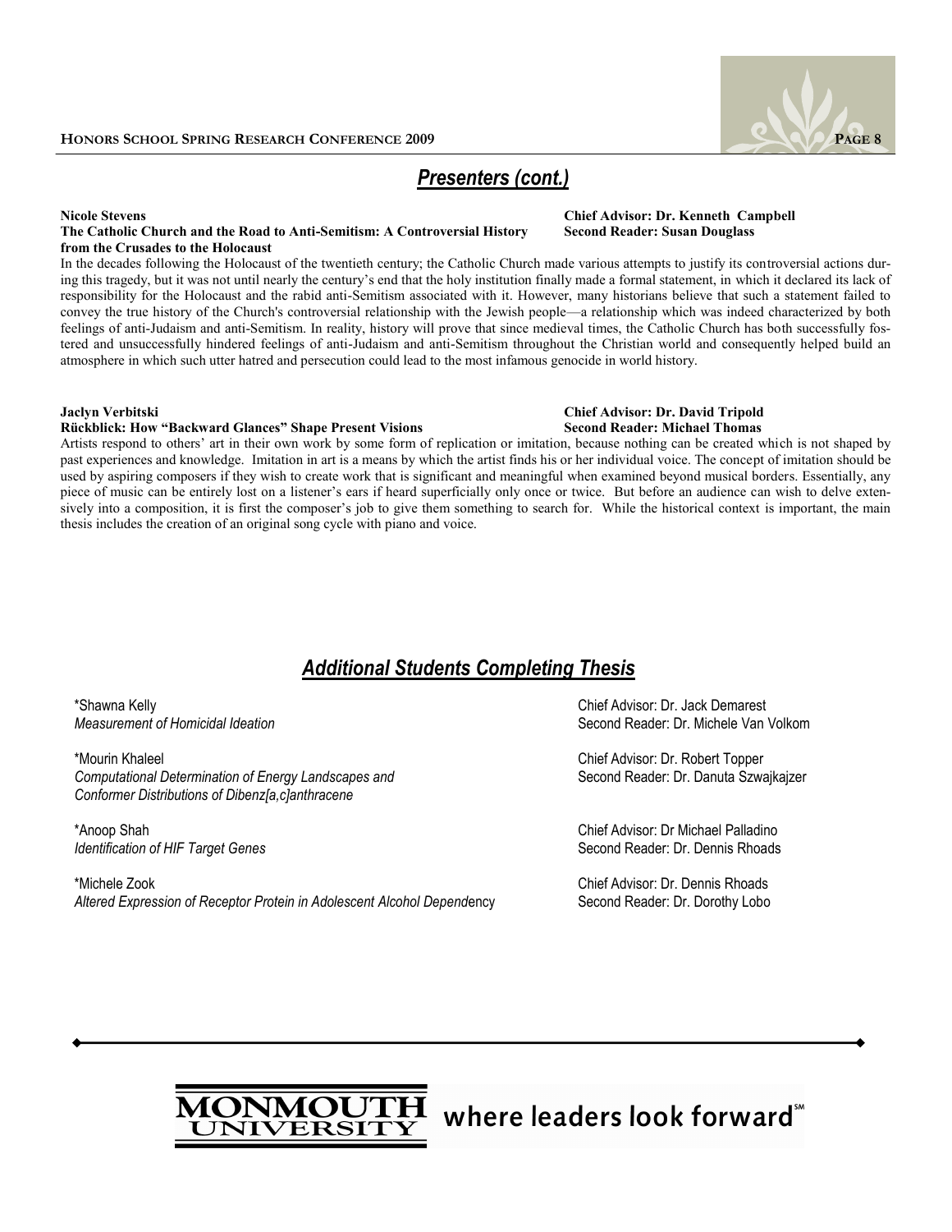## *Presenters (cont.)*

**Nicole Stevens**
**The Catholic Church and the Road to Anti-Semitism: A Controversial History from the Crusades to the Holocaust**
**Chief Advisor: Dr. Kenneth Campbell**
**Second Reader: Susan Douglass**

In the decades following the Holocaust of the twentieth century; the Catholic Church made various attempts to justify its controversial actions during this tragedy, but it was not until nearly the century's end that the holy institution finally made a formal statement, in which it declared its lack of responsibility for the Holocaust and the rabid anti-Semitism associated with it. However, many historians believe that such a statement failed to convey the true history of the Church's controversial relationship with the Jewish people—a relationship which was indeed characterized by both feelings of anti-Judaism and anti-Semitism. In reality, history will prove that since medieval times, the Catholic Church has both successfully fostered and unsuccessfully hindered feelings of anti-Judaism and anti-Semitism throughout the Christian world and consequently helped build an atmosphere in which such utter hatred and persecution could lead to the most infamous genocide in world history.

**Jaclyn Verbitski**
**Rückblick: How "Backward Glances" Shape Present Visions**
**Chief Advisor: Dr. David Tripold**
**Second Reader: Michael Thomas**

Artists respond to others' art in their own work by some form of replication or imitation, because nothing can be created which is not shaped by past experiences and knowledge. Imitation in art is a means by which the artist finds his or her individual voice. The concept of imitation should be used by aspiring composers if they wish to create work that is significant and meaningful when examined beyond musical borders. Essentially, any piece of music can be entirely lost on a listener's ears if heard superficially only once or twice. But before an audience can wish to delve extensively into a composition, it is first the composer's job to give them something to search for. While the historical context is important, the main thesis includes the creation of an original song cycle with piano and voice.

## *Additional Students Completing Thesis*

*Shawna Kelly
*Measurement of Homicidal Ideation*
Chief Advisor: Dr. Jack Demarest
Second Reader: Dr. Michele Van Volkom

*Mourin Khaleel
*Computational Determination of Energy Landscapes and Conformer Distributions of Dibenz[a,c]anthracene*
Chief Advisor: Dr. Robert Topper
Second Reader: Dr. Danuta Szwajkajzer

*Anoop Shah
*Identification of HIF Target Genes*
Chief Advisor: Dr Michael Palladino
Second Reader: Dr. Dennis Rhoads

*Michele Zook
*Altered Expression of Receptor Protein in Adolescent Alcohol Depend*ency
Chief Advisor: Dr. Dennis Rhoads
Second Reader: Dr. Dorothy Lobo

MONMOUTH UNIVERSITY where leaders look forward℠